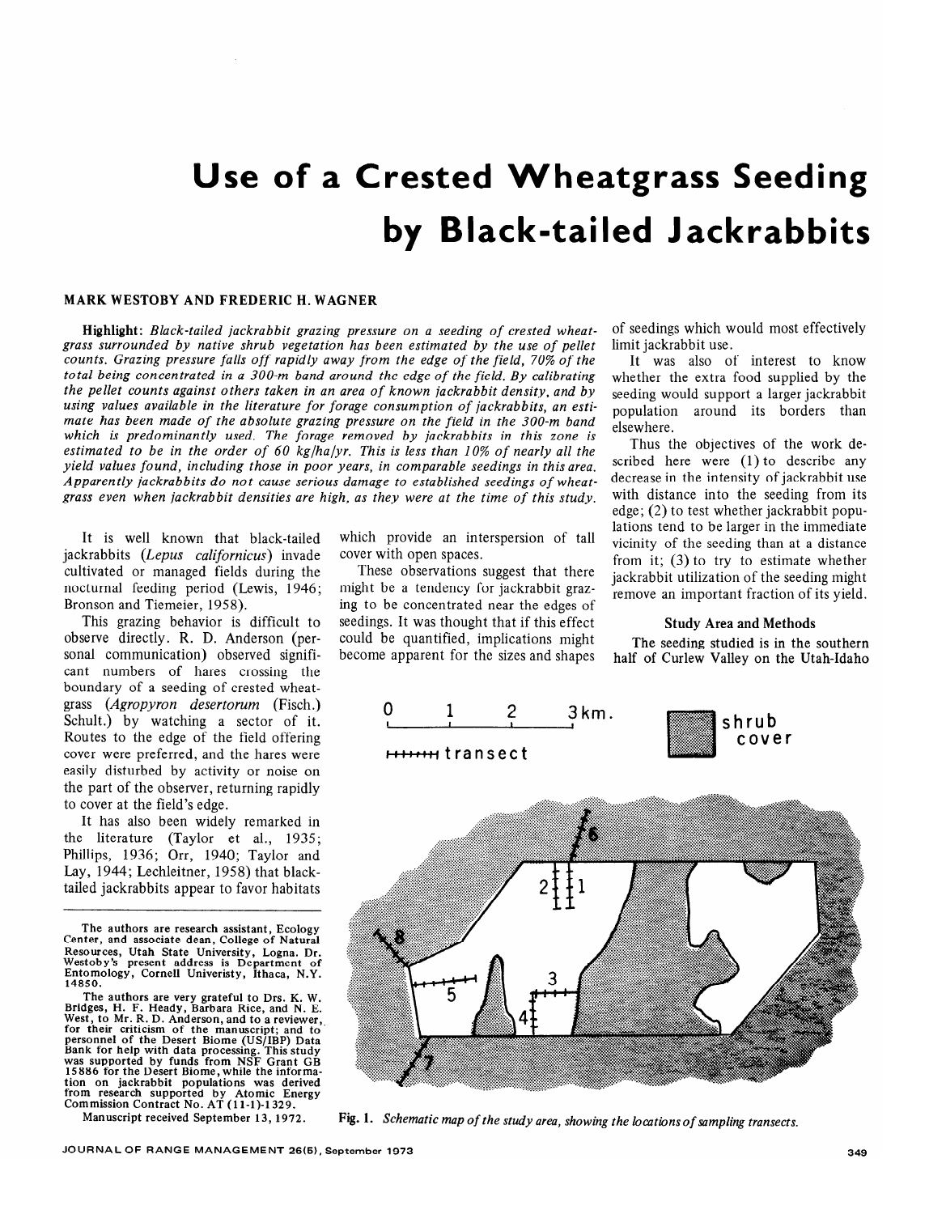# Use of a Crested Wheatgrass Seeding by Black-tailed Jackrabbits

**MARK WESTOBY AND FREDERIC H. WAGNER**

**Highlight:** *Black-tailed jackrabbit grazing pressure on a seeding of crested wheatgrass surrounded by native shrub vegetation has been estimated by the use of pellet counts. Grazing pressure falls off rapidly away from the edge of the field, 70% of the total being concentrated in a 300-m band around the edge of the field. By calibrating the pellet counts against others taken in an area of known jackrabbit density, and by using values available in the literature for forage consumption of jackrabbits, an estimate has been made of the absolute grazing pressure on the field in the 300-m band which is predominantly used. The forage removed by jackrabbits in this zone is estimated to be in the order of 60 kg/ha/yr. This is less than 10% of nearly all the yield values found, including those in poor years, in comparable seedings in this area. Apparently jackrabbits do not cause serious damage to established seedings of wheatgrass even when jackrabbit densities are high, as they were at the time of this study.*

It is well known that black-tailed jackrabbits (*Lepus californicus*) invade cultivated or managed fields during the nocturnal feeding period (Lewis, 1946; Bronson and Tiemeier, 1958).

This grazing behavior is difficult to observe directly. R. D. Anderson (personal communication) observed significant numbers of hares crossing the boundary of a seeding of crested wheatgrass (*Agropyron desertorum* (Fisch.) Schult.) by watching a sector of it. Routes to the edge of the field offering cover were preferred, and the hares were easily disturbed by activity or noise on the part of the observer, returning rapidly to cover at the field's edge.

It has also been widely remarked in the literature (Taylor et al., 1935; Phillips, 1936; Orr, 1940; Taylor and Lay, 1944; Lechleitner, 1958) that black-tailed jackrabbits appear to favor habitats which provide an interspersion of tall cover with open spaces.

These observations suggest that there might be a tendency for jackrabbit grazing to be concentrated near the edges of seedings. It was thought that if this effect could be quantified, implications might become apparent for the sizes and shapes of seedings which would most effectively limit jackrabbit use.

It was also of interest to know whether the extra food supplied by the seeding would support a larger jackrabbit population around its borders than elsewhere.

Thus the objectives of the work described here were (1) to describe any decrease in the intensity of jackrabbit use with distance into the seeding from its edge; (2) to test whether jackrabbit populations tend to be larger in the immediate vicinity of the seeding than at a distance from it; (3) to try to estimate whether jackrabbit utilization of the seeding might remove an important fraction of its yield.

## Study Area and Methods

The seeding studied is in the southern half of Curlew Valley on the Utah-Idaho

The authors are research assistant, Ecology Center, and associate dean, College of Natural Resources, Utah State University, Logna. Dr. Westoby's present address is Department of Entomology, Cornell Univeristy, Ithaca, N.Y. 14850.

The authors are very grateful to Drs. K. W. Bridges, H. F. Heady, Barbara Rice, and N. E. West, to Mr. R. D. Anderson, and to a reviewer, for their criticism of the manuscript; and to personnel of the Desert Biome (US/IBP) Data Bank for help with data processing. This study was supported by funds from NSF Grant GB 15886 for the Desert Biome, while the information on jackrabbit populations was derived from research supported by Atomic Energy Commission Contract No. AT (11-1)-1329.

Manuscript received September 13, 1972.

**Fig. 1.** *Schematic map of the study area, showing the locations of sampling transects.*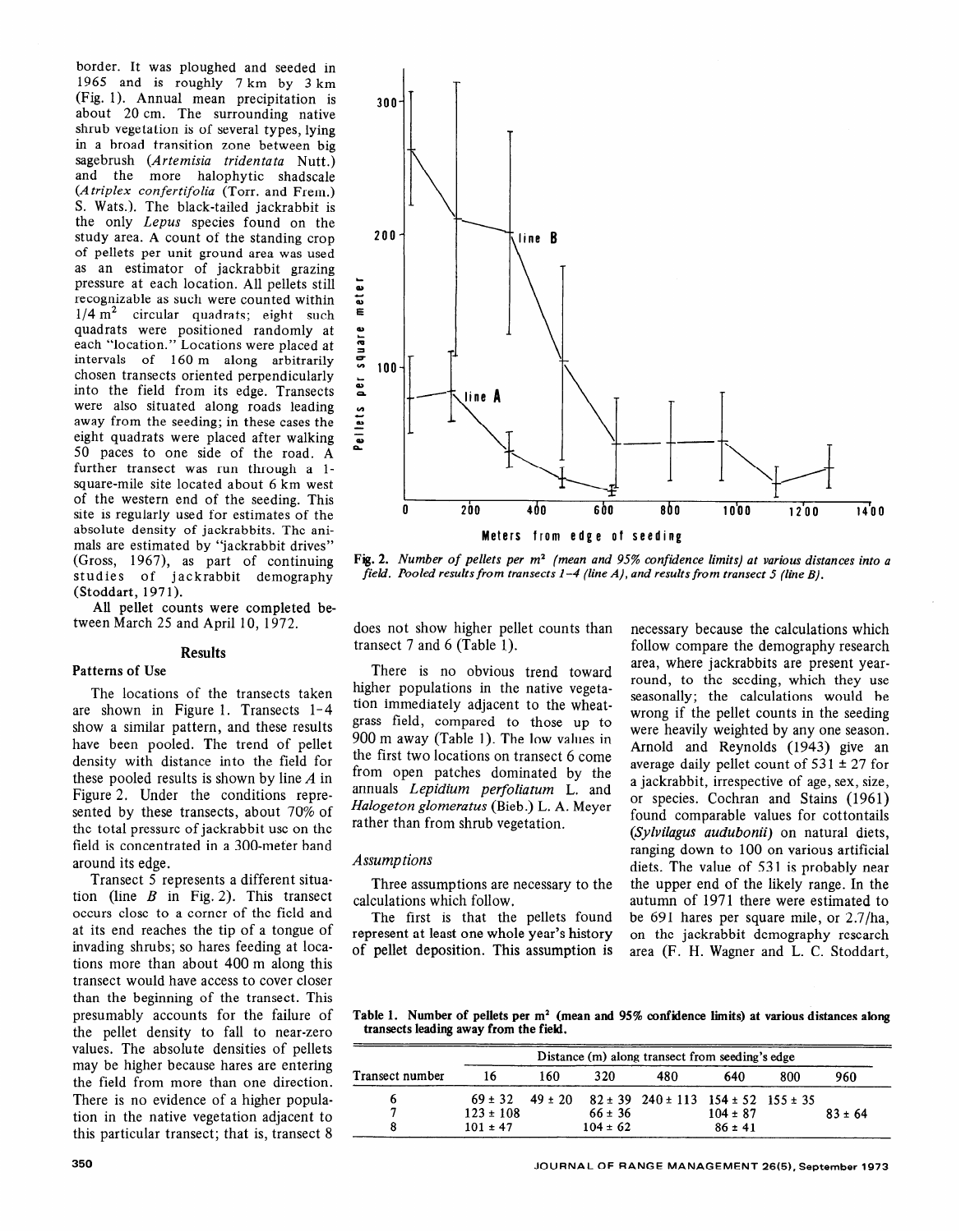border. It was ploughed and seeded in 1965 and is roughly 7 km by 3 km (Fig. 1). Annual mean precipitation is about 20 cm. The surrounding native shrub vegetation is of several types, lying in a broad transition zone between big sagebrush (*Artemisia tridentata* Nutt.) and the more halophytic shadscale (*Atriplex confertifolia* (Torr. and Frem.) S. Wats.). The black-tailed jackrabbit is the only *Lepus* species found on the study area. A count of the standing crop of pellets per unit ground area was used as an estimator of jackrabbit grazing pressure at each location. All pellets still recognizable as such were counted within $1/4\ m^2$ circular quadrats; eight such quadrats were positioned randomly at each "location." Locations were placed at intervals of 160 m along arbitrarily chosen transects oriented perpendicularly into the field from its edge. Transects were also situated along roads leading away from the seeding; in these cases the eight quadrats were placed after walking 50 paces to one side of the road. A further transect was run through a 1-square-mile site located about 6 km west of the western end of the seeding. This site is regularly used for estimates of the absolute density of jackrabbits. The animals are estimated by "jackrabbit drives" (Gross, 1967), as part of continuing studies of jackrabbit demography (Stoddart, 1971).

All pellet counts were completed between March 25 and April 10, 1972.

## Results

### Patterns of Use

The locations of the transects taken are shown in Figure 1. Transects 1-4 show a similar pattern, and these results have been pooled. The trend of pellet density with distance into the field for these pooled results is shown by line *A* in Figure 2. Under the conditions represented by these transects, about 70% of the total pressure of jackrabbit use on the field is concentrated in a 300-meter band around its edge.

Transect 5 represents a different situation (line *B* in Fig. 2). This transect occurs close to a corner of the field and at its end reaches the tip of a tongue of invading shrubs; so hares feeding at locations more than about 400 m along this transect would have access to cover closer than the beginning of the transect. This presumably accounts for the failure of the pellet density to fall to near-zero values. The absolute densities of pellets may be higher because hares are entering the field from more than one direction. There is no evidence of a higher population in the native vegetation adjacent to this particular transect; that is, transect 8 does not show higher pellet counts than transect 7 and 6 (Table 1).

**Fig. 2.** *Number of pellets per $m^2$ (mean and 95% confidence limits) at various distances into a field. Pooled results from transects 1-4 (line A), and results from transect 5 (line B).*

There is no obvious trend toward higher populations in the native vegetation immediately adjacent to the wheatgrass field, compared to those up to 900 m away (Table 1). The low values in the first two locations on transect 6 come from open patches dominated by the annuals *Lepidium perfoliatum* L. and *Halogeton glomeratus* (Bieb.) L. A. Meyer rather than from shrub vegetation.

### *Assumptions*

Three assumptions are necessary to the calculations which follow.

The first is that the pellets found represent at least one whole year's history of pellet deposition. This assumption is necessary because the calculations which follow compare the demography research area, where jackrabbits are present year-round, to the seeding, which they use seasonally; the calculations would be wrong if the pellet counts in the seeding were heavily weighted by any one season. Arnold and Reynolds (1943) give an average daily pellet count of 531 ± 27 for a jackrabbit, irrespective of age, sex, size, or species. Cochran and Stains (1961) found comparable values for cottontails (*Sylvilagus audubonii*) on natural diets, ranging down to 100 on various artificial diets. The value of 531 is probably near the upper end of the likely range. In the autumn of 1971 there were estimated to be 691 hares per square mile, or 2.7/ha, on the jackrabbit demography research area (F. H. Wagner and L. C. Stoddart,

**Table 1. Number of pellets per $m^2$ (mean and 95% confidence limits) at various distances along transects leading away from the field.**

| Transect number | Distance (m) along transect from seeding's edge | | | | | | |
|---|---|---|---|---|---|---|---|
| | 16 | 160 | 320 | 480 | 640 | 800 | 960 |
| 6 | 69 ± 32 | 49 ± 20 | 82 ± 39 | 240 ± 113 | 154 ± 52 | 155 ± 35 | |
| 7 | 123 ± 108 | | 66 ± 36 | | 104 ± 87 | | 83 ± 64 |
| 8 | 101 ± 47 | | 104 ± 62 | | 86 ± 41 | | |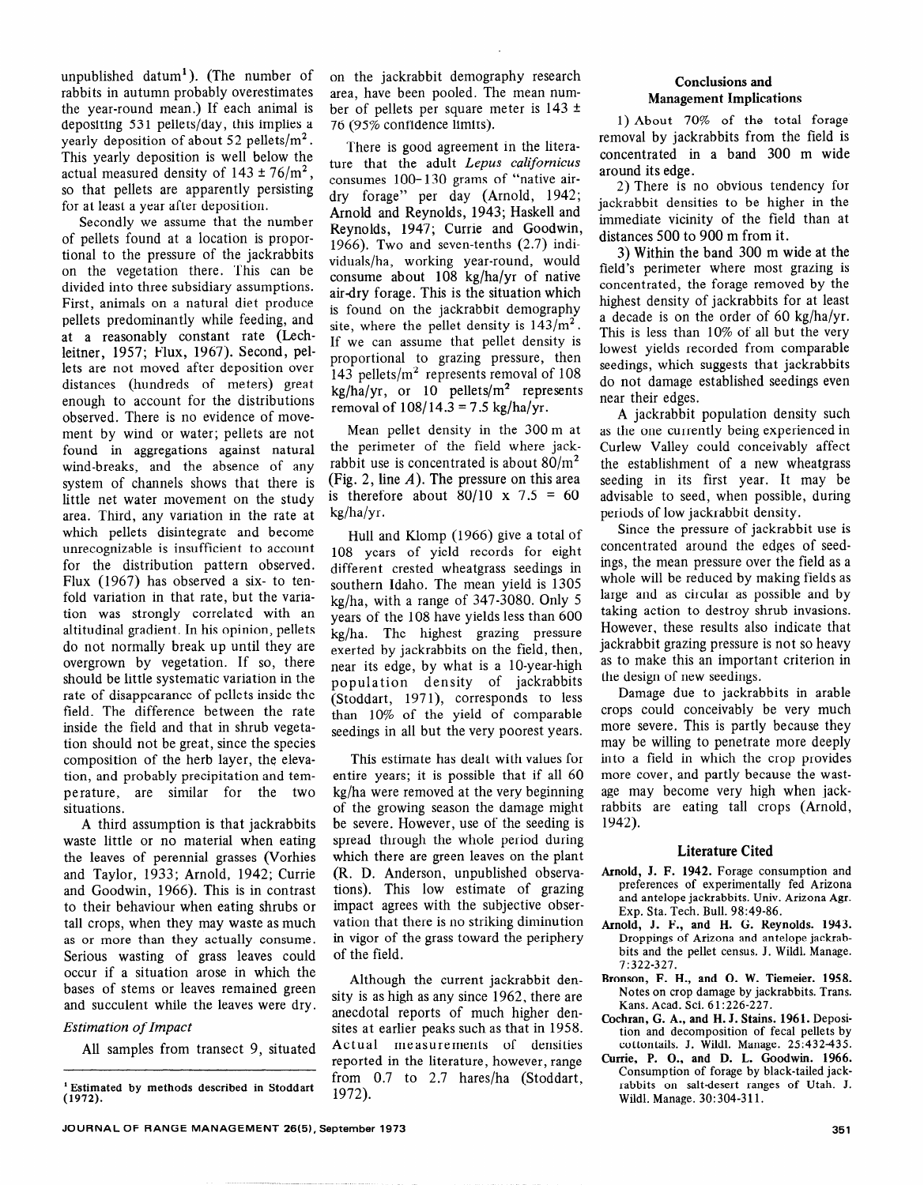unpublished datum[1]). (The number of rabbits in autumn probably overestimates the year-round mean.) If each animal is depositing 531 pellets/day, this implies a yearly deposition of about 52 pellets/$m^2$. This yearly deposition is well below the actual measured density of $143 \pm 76/m^2$, so that pellets are apparently persisting for at least a year after deposition.

Secondly we assume that the number of pellets found at a location is proportional to the pressure of the jackrabbits on the vegetation there. This can be divided into three subsidiary assumptions. First, animals on a natural diet produce pellets predominantly while feeding, and at a reasonably constant rate (Lechleitner, 1957; Flux, 1967). Second, pellets are not moved after deposition over distances (hundreds of meters) great enough to account for the distributions observed. There is no evidence of movement by wind or water; pellets are not found in aggregations against natural wind-breaks, and the absence of any system of channels shows that there is little net water movement on the study area. Third, any variation in the rate at which pellets disintegrate and become unrecognizable is insufficient to account for the distribution pattern observed. Flux (1967) has observed a six- to tenfold variation in that rate, but the variation was strongly correlated with an altitudinal gradient. In his opinion, pellets do not normally break up until they are overgrown by vegetation. If so, there should be little systematic variation in the rate of disappearance of pellets inside the field. The difference between the rate inside the field and that in shrub vegetation should not be great, since the species composition of the herb layer, the elevation, and probably precipitation and temperature, are similar for the two situations.

A third assumption is that jackrabbits waste little or no material when eating the leaves of perennial grasses (Vorhies and Taylor, 1933; Arnold, 1942; Currie and Goodwin, 1966). This is in contrast to their behaviour when eating shrubs or tall crops, when they may waste as much as or more than they actually consume. Serious wasting of grass leaves could occur if a situation arose in which the bases of stems or leaves remained green and succulent while the leaves were dry.

### *Estimation of Impact*

All samples from transect 9, situated on the jackrabbit demography research area, have been pooled. The mean number of pellets per square meter is $143 \pm 76$ (95% confidence limits).

There is good agreement in the literature that the adult *Lepus californicus* consumes 100–130 grams of "native air-dry forage" per day (Arnold, 1942; Arnold and Reynolds, 1943; Haskell and Reynolds, 1947; Currie and Goodwin, 1966). Two and seven-tenths (2.7) individuals/ha, working year-round, would consume about 108 kg/ha/yr of native air-dry forage. This is the situation which is found on the jackrabbit demography site, where the pellet density is 143/$m^2$. If we can assume that pellet density is proportional to grazing pressure, then 143 pellets/$m^2$ represents removal of 108 kg/ha/yr, or 10 pellets/$m^2$ represents removal of $108/14.3 = 7.5$ kg/ha/yr.

Mean pellet density in the 300 m at the perimeter of the field where jackrabbit use is concentrated is about 80/$m^2$ (Fig. 2, line *A*). The pressure on this area is therefore about $80/10 \times 7.5 = 60$ kg/ha/yr.

Hull and Klomp (1966) give a total of 108 years of yield records for eight different crested wheatgrass seedings in southern Idaho. The mean yield is 1305 kg/ha, with a range of 347-3080. Only 5 years of the 108 have yields less than 600 kg/ha. The highest grazing pressure exerted by jackrabbits on the field, then, near its edge, by what is a 10-year-high population density of jackrabbits (Stoddart, 1971), corresponds to less than 10% of the yield of comparable seedings in all but the very poorest years.

This estimate has dealt with values for entire years; it is possible that if all 60 kg/ha were removed at the very beginning of the growing season the damage might be severe. However, use of the seeding is spread through the whole period during which there are green leaves on the plant (R. D. Anderson, unpublished observations). This low estimate of grazing impact agrees with the subjective observation that there is no striking diminution in vigor of the grass toward the periphery of the field.

Although the current jackrabbit density is as high as any since 1962, there are anecdotal reports of much higher densities at earlier peaks such as that in 1958. Actual measurements of densities reported in the literature, however, range from 0.7 to 2.7 hares/ha (Stoddart, 1972).

## Conclusions and Management Implications

1) About 70% of the total forage removal by jackrabbits from the field is concentrated in a band 300 m wide around its edge.

2) There is no obvious tendency for jackrabbit densities to be higher in the immediate vicinity of the field than at distances 500 to 900 m from it.

3) Within the band 300 m wide at the field's perimeter where most grazing is concentrated, the forage removed by the highest density of jackrabbits for at least a decade is on the order of 60 kg/ha/yr. This is less than 10% of all but the very lowest yields recorded from comparable seedings, which suggests that jackrabbits do not damage established seedings even near their edges.

A jackrabbit population density such as the one currently being experienced in Curlew Valley could conceivably affect the establishment of a new wheatgrass seeding in its first year. It may be advisable to seed, when possible, during periods of low jackrabbit density.

Since the pressure of jackrabbit use is concentrated around the edges of seedings, the mean pressure over the field as a whole will be reduced by making fields as large and as circular as possible and by taking action to destroy shrub invasions. However, these results also indicate that jackrabbit grazing pressure is not so heavy as to make this an important criterion in the design of new seedings.

Damage due to jackrabbits in arable crops could conceivably be very much more severe. This is partly because they may be willing to penetrate more deeply into a field in which the crop provides more cover, and partly because the wastage may become very high when jackrabbits are eating tall crops (Arnold, 1942).

## Literature Cited

**Arnold, J. F. 1942.** Forage consumption and preferences of experimentally fed Arizona and antelope jackrabbits. Univ. Arizona Agr. Exp. Sta. Tech. Bull. 98:49-86.

**Arnold, J. F., and H. G. Reynolds. 1943.** Droppings of Arizona and antelope jackrabbits and the pellet census. J. Wildl. Manage. 7:322-327.

**Bronson, F. H., and O. W. Tiemeier. 1958.** Notes on crop damage by jackrabbits. Trans. Kans. Acad. Sci. 61:226-227.

**Cochran, G. A., and H. J. Stains. 1961.** Deposition and decomposition of fecal pellets by cottontails. J. Wildl. Manage. 25:432-435.

**Currie, P. O., and D. L. Goodwin. 1966.** Consumption of forage by black-tailed jackrabbits on salt-desert ranges of Utah. J. Wildl. Manage. 30:304-311.

---

[1] Estimated by methods described in Stoddart (1972).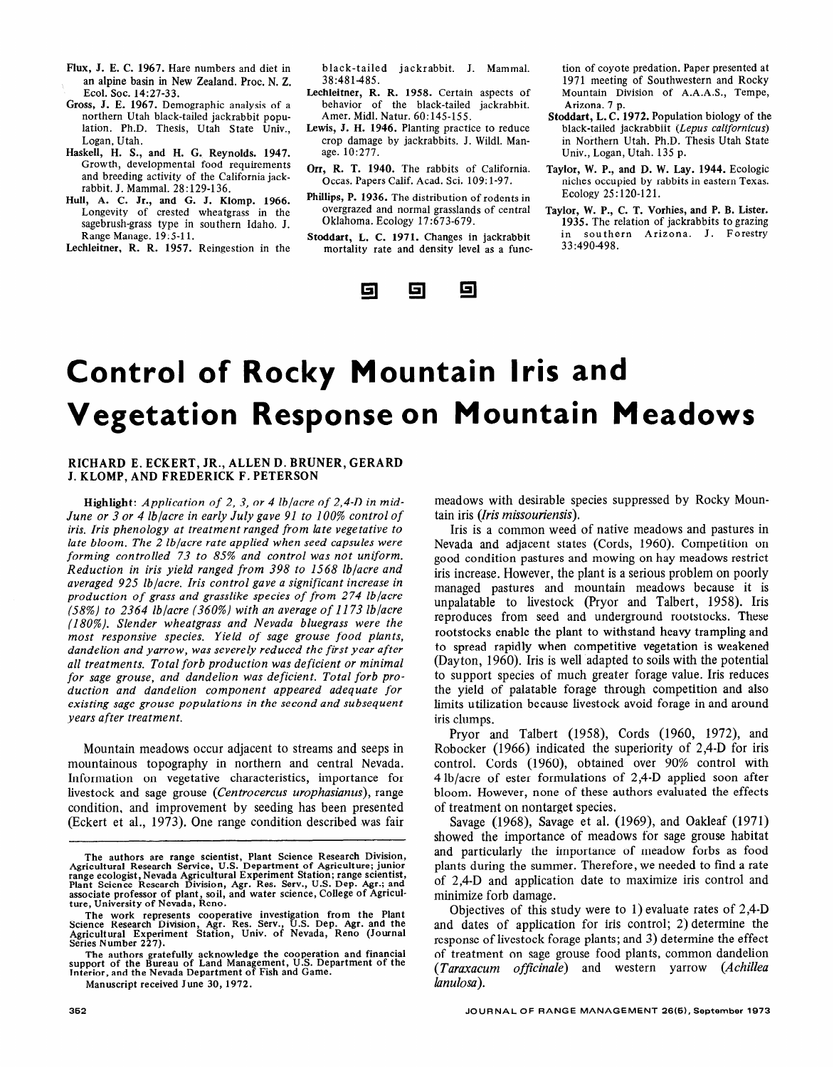Flux, J. E. C. 1967. Hare numbers and diet in an alpine basin in New Zealand. Proc. N. Z. Ecol. Soc. 14:27-33.

Gross, J. E. 1967. Demographic analysis of a northern Utah black-tailed jackrabbit population. Ph.D. Thesis, Utah State Univ., Logan, Utah.

Haskell, H. S., and H. G. Reynolds. 1947. Growth, developmental food requirements and breeding activity of the California jackrabbit. J. Mammal. 28:129-136.

Hull, A. C. Jr., and G. J. Klomp. 1966. Longevity of crested wheatgrass in the sagebrush-grass type in southern Idaho. J. Range Manage. 19:5-11.

Lechleitner, R. R. 1957. Reingestion in the black-tailed jackrabbit. J. Mammal. 38:481-485.

Lechleitner, R. R. 1958. Certain aspects of behavior of the black-tailed jackrabbit. Amer. Midl. Natur. 60:145-155.

Lewis, J. H. 1946. Planting practice to reduce crop damage by jackrabbits. J. Wildl. Manage. 10:277.

Orr, R. T. 1940. The rabbits of California. Occas. Papers Calif. Acad. Sci. 109:1-97.

Phillips, P. 1936. The distribution of rodents in overgrazed and normal grasslands of central Oklahoma. Ecology 17:673-679.

Stoddart, L. C. 1971. Changes in jackrabbit mortality rate and density level as a function of coyote predation. Paper presented at 1971 meeting of Southwestern and Rocky Mountain Division of A.A.A.S., Tempe, Arizona. 7 p.

Stoddart, L. C. 1972. Population biology of the black-tailed jackrabbit (*Lepus californicus*) in Northern Utah. Ph.D. Thesis Utah State Univ., Logan, Utah. 135 p.

Taylor, W. P., and D. W. Lay. 1944. Ecologic niches occupied by rabbits in eastern Texas. Ecology 25:120-121.

Taylor, W. P., C. T. Vorhies, and P. B. Lister. 1935. The relation of jackrabbits to grazing in southern Arizona. J. Forestry 33:490-498.

# Control of Rocky Mountain Iris and Vegetation Response on Mountain Meadows

**RICHARD E. ECKERT, JR., ALLEN D. BRUNER, GERARD J. KLOMP, AND FREDERICK F. PETERSON**

**Highlight:** *Application of 2, 3, or 4 lb/acre of 2,4-D in mid-June or 3 or 4 lb/acre in early July gave 91 to 100% control of iris. Iris phenology at treatment ranged from late vegetative to late bloom. The 2 lb/acre rate applied when seed capsules were forming controlled 73 to 85% and control was not uniform. Reduction in iris yield ranged from 398 to 1568 lb/acre and averaged 925 lb/acre. Iris control gave a significant increase in production of grass and grasslike species of from 274 lb/acre (58%) to 2364 lb/acre (360%) with an average of 1173 lb/acre (180%). Slender wheatgrass and Nevada bluegrass were the most responsive species. Yield of sage grouse food plants, dandelion and yarrow, was severely reduced the first year after all treatments. Total forb production was deficient or minimal for sage grouse, and dandelion was deficient. Total forb production and dandelion component appeared adequate for existing sage grouse populations in the second and subsequent years after treatment.*

Mountain meadows occur adjacent to streams and seeps in mountainous topography in northern and central Nevada. Information on vegetative characteristics, importance for livestock and sage grouse (*Centrocercus urophasianus*), range condition, and improvement by seeding has been presented (Eckert et al., 1973). One range condition described was fair meadows with desirable species suppressed by Rocky Mountain iris (*Iris missouriensis*).

Iris is a common weed of native meadows and pastures in Nevada and adjacent states (Cords, 1960). Competition on good condition pastures and mowing on hay meadows restrict iris increase. However, the plant is a serious problem on poorly managed pastures and mountain meadows because it is unpalatable to livestock (Pryor and Talbert, 1958). Iris reproduces from seed and underground rootstocks. These rootstocks enable the plant to withstand heavy trampling and to spread rapidly when competitive vegetation is weakened (Dayton, 1960). Iris is well adapted to soils with the potential to support species of much greater forage value. Iris reduces the yield of palatable forage through competition and also limits utilization because livestock avoid forage in and around iris clumps.

Pryor and Talbert (1958), Cords (1960, 1972), and Robocker (1966) indicated the superiority of 2,4-D for iris control. Cords (1960), obtained over 90% control with 4 lb/acre of ester formulations of 2,4-D applied soon after bloom. However, none of these authors evaluated the effects of treatment on nontarget species.

Savage (1968), Savage et al. (1969), and Oakleaf (1971) showed the importance of meadows for sage grouse habitat and particularly the importance of meadow forbs as food plants during the summer. Therefore, we needed to find a rate of 2,4-D and application date to maximize iris control and minimize forb damage.

Objectives of this study were to 1) evaluate rates of 2,4-D and dates of application for iris control; 2) determine the response of livestock forage plants; and 3) determine the effect of treatment on sage grouse food plants, common dandelion (*Taraxacum officinale*) and western yarrow (*Achillea lanulosa*).

The authors are range scientist, Plant Science Research Division, Agricultural Research Service, U.S. Department of Agriculture; junior range ecologist, Nevada Agricultural Experiment Station; range scientist, Plant Science Research Division, Agr. Res. Serv., U.S. Dep. Agr.; and associate professor of plant, soil, and water science, College of Agriculture, University of Nevada, Reno.

The work represents cooperative investigation from the Plant Science Research Division, Agr. Res. Serv., U.S. Dep. Agr. and the Agricultural Experiment Station, Univ. of Nevada, Reno (Journal Series Number 227).

The authors gratefully acknowledge the cooperation and financial support of the Bureau of Land Management, U.S. Department of the Interior, and the Nevada Department of Fish and Game.

Manuscript received June 30, 1972.